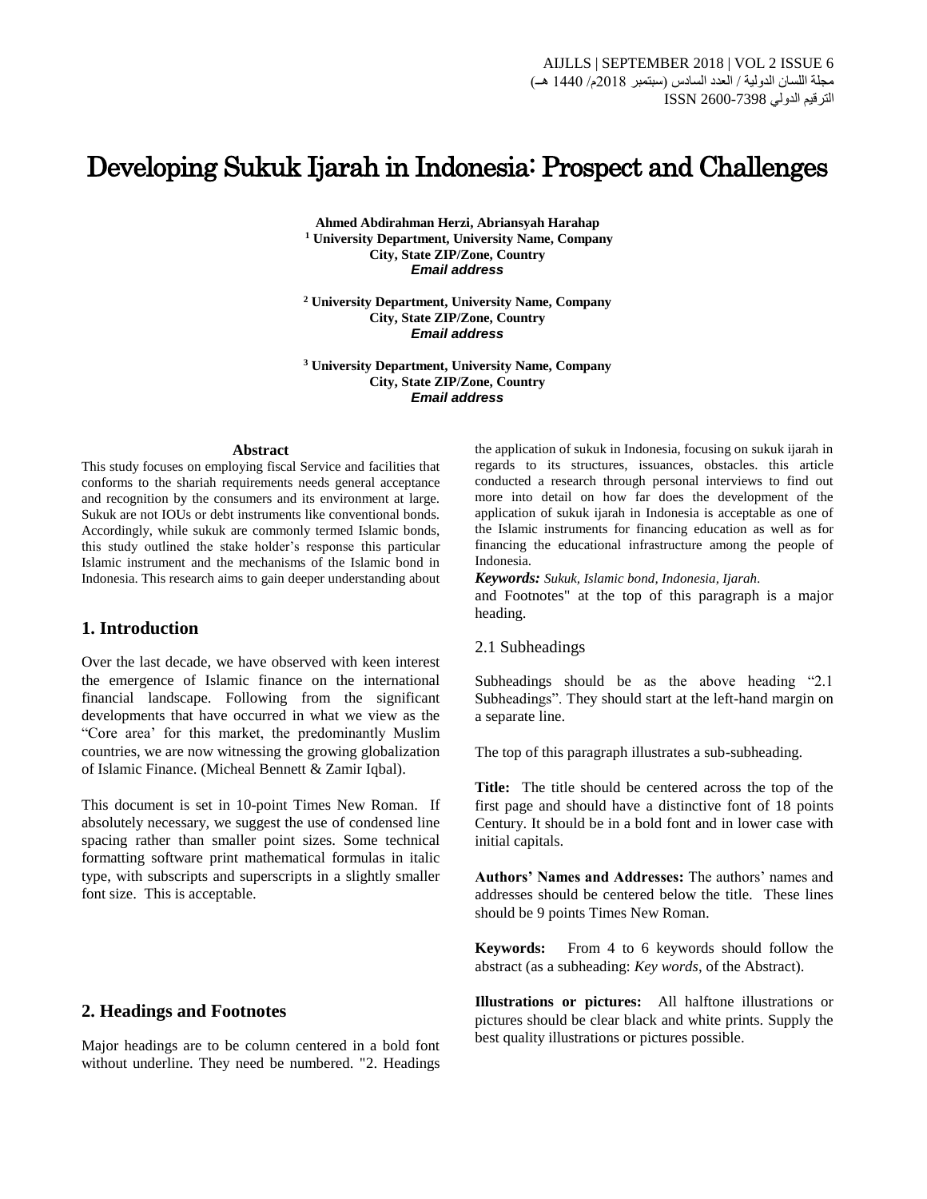# Developing Sukuk Ijarah in Indonesia: Prospect and Challenges

**Ahmed Abdirahman Herzi, Abriansyah Harahap**
**[1] University Department, University Name, Company**
**City, State ZIP/Zone, Country**
***Email address***

**[2] University Department, University Name, Company**
**City, State ZIP/Zone, Country**
***Email address***

**[3] University Department, University Name, Company**
**City, State ZIP/Zone, Country**
***Email address***

**Abstract**

This study focuses on employing fiscal Service and facilities that conforms to the shariah requirements needs general acceptance and recognition by the consumers and its environment at large. Sukuk are not IOUs or debt instruments like conventional bonds. Accordingly, while sukuk are commonly termed Islamic bonds, this study outlined the stake holder's response this particular Islamic instrument and the mechanisms of the Islamic bond in Indonesia. This research aims to gain deeper understanding about the application of sukuk in Indonesia, focusing on sukuk ijarah in regards to its structures, issuances, obstacles. this article conducted a research through personal interviews to find out more into detail on how far does the development of the application of sukuk ijarah in Indonesia is acceptable as one of the Islamic instruments for financing education as well as for financing the educational infrastructure among the people of Indonesia.

***Keywords:*** *Sukuk, Islamic bond, Indonesia, Ijarah.*

## 1. Introduction

Over the last decade, we have observed with keen interest the emergence of Islamic finance on the international financial landscape. Following from the significant developments that have occurred in what we view as the "Core area' for this market, the predominantly Muslim countries, we are now witnessing the growing globalization of Islamic Finance. (Micheal Bennett & Zamir Iqbal).

This document is set in 10-point Times New Roman. If absolutely necessary, we suggest the use of condensed line spacing rather than smaller point sizes. Some technical formatting software print mathematical formulas in italic type, with subscripts and superscripts in a slightly smaller font size. This is acceptable.

## 2. Headings and Footnotes

Major headings are to be column centered in a bold font without underline. They need be numbered. "2. Headings and Footnotes" at the top of this paragraph is a major heading.

### 2.1 Subheadings

Subheadings should be as the above heading "2.1 Subheadings". They should start at the left-hand margin on a separate line.

The top of this paragraph illustrates a sub-subheading.

**Title:** The title should be centered across the top of the first page and should have a distinctive font of 18 points Century. It should be in a bold font and in lower case with initial capitals.

**Authors' Names and Addresses:** The authors' names and addresses should be centered below the title. These lines should be 9 points Times New Roman.

**Keywords:** From 4 to 6 keywords should follow the abstract (as a subheading: *Key words*, of the Abstract).

**Illustrations or pictures:** All halftone illustrations or pictures should be clear black and white prints. Supply the best quality illustrations or pictures possible.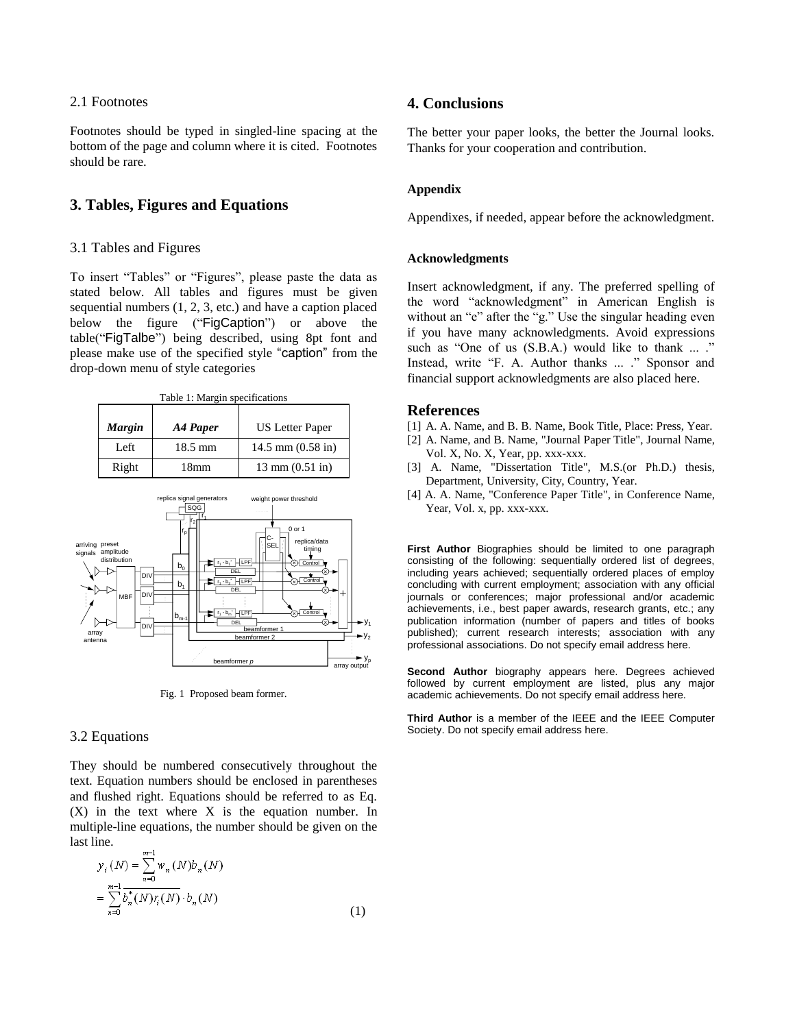### 2.1 Footnotes

Footnotes should be typed in singled-line spacing at the bottom of the page and column where it is cited. Footnotes should be rare.

## 3. Tables, Figures and Equations

### 3.1 Tables and Figures

To insert "Tables" or "Figures", please paste the data as stated below. All tables and figures must be given sequential numbers (1, 2, 3, etc.) and have a caption placed below the figure ("FigCaption") or above the table("FigTalbe") being described, using 8pt font and please make use of the specified style "caption" from the drop-down menu of style categories

Table 1: Margin specifications

| ***Margin*** | ***A4 Paper*** | US Letter Paper |
|---|---|---|
| Left | 18.5 mm | 14.5 mm (0.58 in) |
| Right | 18mm | 13 mm (0.51 in) |

replica signal generators
weight power threshold
SQG
$f_1$
$f_2$
$f_p$
0 or 1
C-SEL
replica/data timing
arriving signals
preset amplitude distribution
$b_0$
$b_1$
$b_{m-1}$
DIV
MBF
LPF
DEL
Control
beamformer 1
beamformer 2
beamformer $p$
$y_1$
$y_2$
$y_p$
array output
array antenna

Fig. 1 Proposed beam former.

### 3.2 Equations

They should be numbered consecutively throughout the text. Equation numbers should be enclosed in parentheses and flushed right. Equations should be referred to as Eq. (X) in the text where X is the equation number. In multiple-line equations, the number should be given on the last line.

$$
\begin{aligned}
y_i(N) &= \sum_{n=0}^{m-1} w_n(N) b_n(N) \\
&= \sum_{n=0}^{m-1} \overline{b_n^*(N) r_i(N)} \cdot b_n(N)
\end{aligned}
\tag{1}
$$

## 4. Conclusions

The better your paper looks, the better the Journal looks. Thanks for your cooperation and contribution.

#### Appendix

Appendixes, if needed, appear before the acknowledgment.

#### Acknowledgments

Insert acknowledgment, if any. The preferred spelling of the word "acknowledgment" in American English is without an "e" after the "g." Use the singular heading even if you have many acknowledgments. Avoid expressions such as "One of us (S.B.A.) would like to thank ... ." Instead, write "F. A. Author thanks ... ." Sponsor and financial support acknowledgments are also placed here.

## References

[1] A. A. Name, and B. B. Name, Book Title, Place: Press, Year.

[2] A. Name, and B. Name, "Journal Paper Title", Journal Name, Vol. X, No. X, Year, pp. xxx-xxx.

[3] A. Name, "Dissertation Title", M.S.(or Ph.D.) thesis, Department, University, City, Country, Year.

[4] A. A. Name, "Conference Paper Title", in Conference Name, Year, Vol. x, pp. xxx-xxx.

**First Author** Biographies should be limited to one paragraph consisting of the following: sequentially ordered list of degrees, including years achieved; sequentially ordered places of employ concluding with current employment; association with any official journals or conferences; major professional and/or academic achievements, i.e., best paper awards, research grants, etc.; any publication information (number of papers and titles of books published); current research interests; association with any professional associations. Do not specify email address here.

**Second Author** biography appears here. Degrees achieved followed by current employment are listed, plus any major academic achievements. Do not specify email address here.

**Third Author** is a member of the IEEE and the IEEE Computer Society. Do not specify email address here.